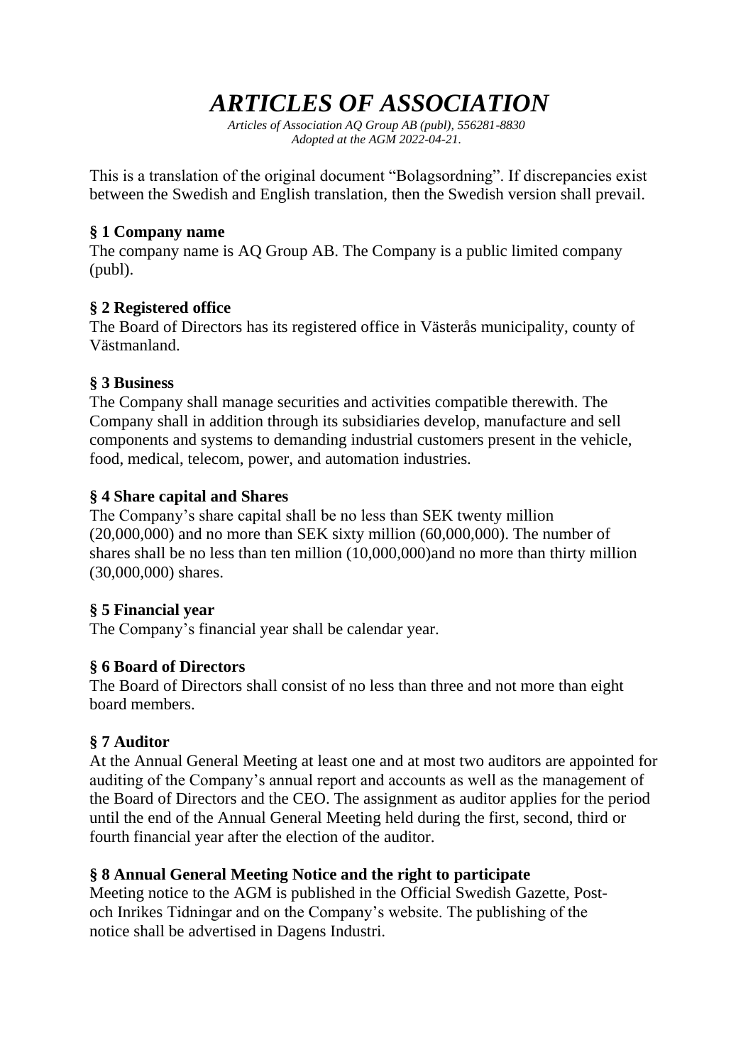# *ARTICLES OF ASSOCIATION*

*Articles of Association AQ Group AB (publ), 556281-8830*
*Adopted at the AGM 2022-04-21.*

This is a translation of the original document “Bolagsordning”. If discrepancies exist between the Swedish and English translation, then the Swedish version shall prevail.

**§ 1 Company name**

The company name is AQ Group AB. The Company is a public limited company (publ).

**§ 2 Registered office**

The Board of Directors has its registered office in Västerås municipality, county of Västmanland.

**§ 3 Business**

The Company shall manage securities and activities compatible therewith. The Company shall in addition through its subsidiaries develop, manufacture and sell components and systems to demanding industrial customers present in the vehicle, food, medical, telecom, power, and automation industries.

**§ 4 Share capital and Shares**

The Company’s share capital shall be no less than SEK twenty million (20,000,000) and no more than SEK sixty million (60,000,000). The number of shares shall be no less than ten million (10,000,000)and no more than thirty million (30,000,000) shares.

**§ 5 Financial year**

The Company’s financial year shall be calendar year.

**§ 6 Board of Directors**

The Board of Directors shall consist of no less than three and not more than eight board members.

**§ 7 Auditor**

At the Annual General Meeting at least one and at most two auditors are appointed for auditing of the Company’s annual report and accounts as well as the management of the Board of Directors and the CEO. The assignment as auditor applies for the period until the end of the Annual General Meeting held during the first, second, third or fourth financial year after the election of the auditor.

**§ 8 Annual General Meeting Notice and the right to participate**

Meeting notice to the AGM is published in the Official Swedish Gazette, Post- och Inrikes Tidningar and on the Company’s website. The publishing of the notice shall be advertised in Dagens Industri.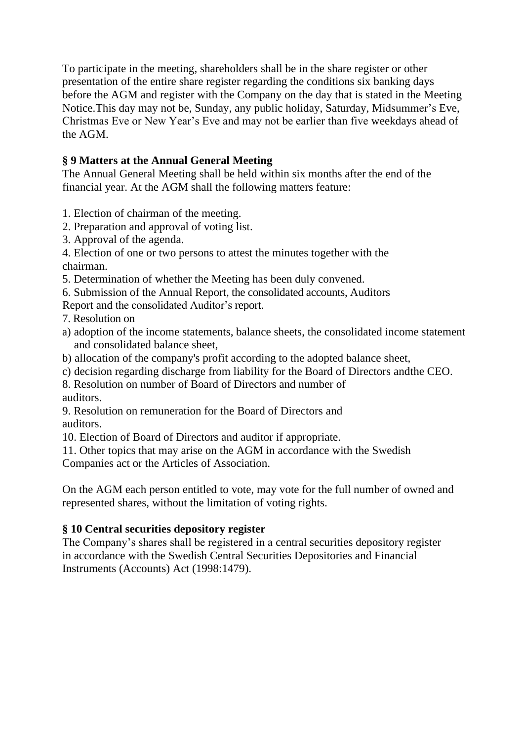To participate in the meeting, shareholders shall be in the share register or other presentation of the entire share register regarding the conditions six banking days before the AGM and register with the Company on the day that is stated in the Meeting Notice.This day may not be, Sunday, any public holiday, Saturday, Midsummer's Eve, Christmas Eve or New Year's Eve and may not be earlier than five weekdays ahead of the AGM.

**§ 9 Matters at the Annual General Meeting**
The Annual General Meeting shall be held within six months after the end of the financial year. At the AGM shall the following matters feature:

1. Election of chairman of the meeting.
2. Preparation and approval of voting list.
3. Approval of the agenda.
4. Election of one or two persons to attest the minutes together with the chairman.
5. Determination of whether the Meeting has been duly convened.
6. Submission of the Annual Report, the consolidated accounts, Auditors Report and the consolidated Auditor's report.
7. Resolution on
   a) adoption of the income statements, balance sheets, the consolidated income statement and consolidated balance sheet,
   b) allocation of the company's profit according to the adopted balance sheet,
   c) decision regarding discharge from liability for the Board of Directors andthe CEO.
8. Resolution on number of Board of Directors and number of auditors.
9. Resolution on remuneration for the Board of Directors and auditors.
10. Election of Board of Directors and auditor if appropriate.
11. Other topics that may arise on the AGM in accordance with the Swedish Companies act or the Articles of Association.

On the AGM each person entitled to vote, may vote for the full number of owned and represented shares, without the limitation of voting rights.

**§ 10 Central securities depository register**
The Company's shares shall be registered in a central securities depository register in accordance with the Swedish Central Securities Depositories and Financial Instruments (Accounts) Act (1998:1479).